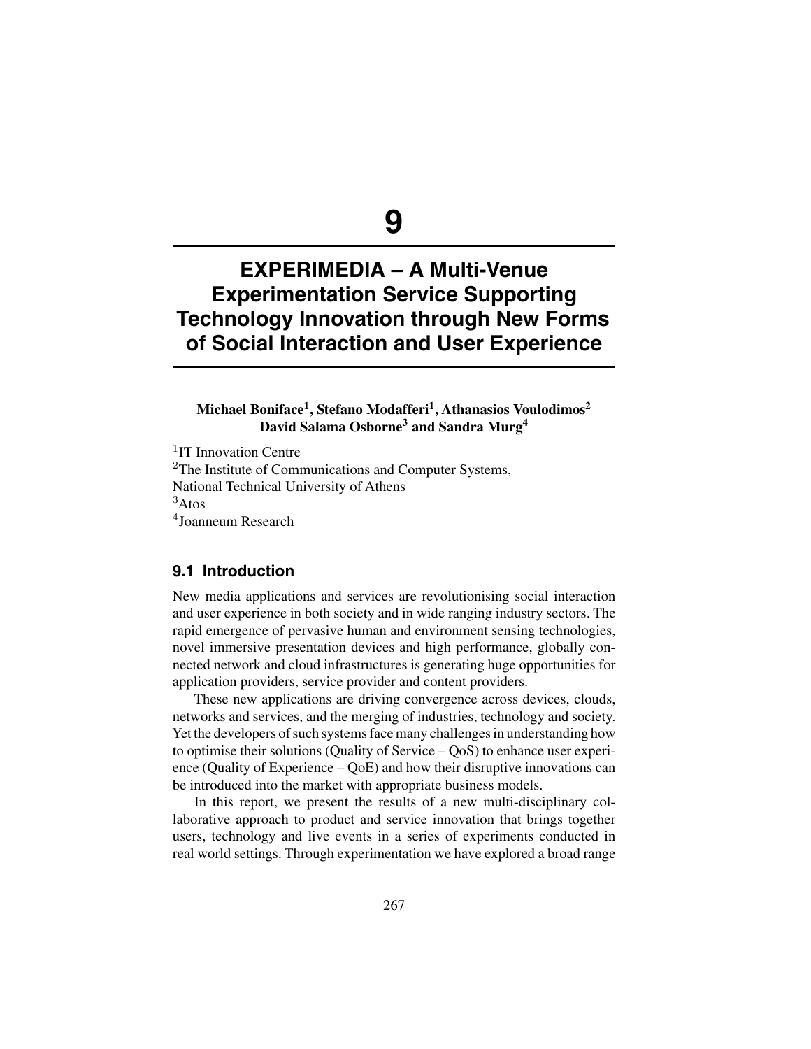# 9

# EXPERIMEDIA – A Multi-Venue Experimentation Service Supporting Technology Innovation through New Forms of Social Interaction and User Experience

**Michael Boniface[1], Stefano Modafferi[1], Athanasios Voulodimos[2] David Salama Osborne[3] and Sandra Murg[4]**

[1]IT Innovation Centre
[2]The Institute of Communications and Computer Systems, National Technical University of Athens
[3]Atos
[4]Joanneum Research

## 9.1 Introduction

New media applications and services are revolutionising social interaction and user experience in both society and in wide ranging industry sectors. The rapid emergence of pervasive human and environment sensing technologies, novel immersive presentation devices and high performance, globally connected network and cloud infrastructures is generating huge opportunities for application providers, service provider and content providers.

These new applications are driving convergence across devices, clouds, networks and services, and the merging of industries, technology and society. Yet the developers of such systems face many challenges in understanding how to optimise their solutions (Quality of Service – QoS) to enhance user experience (Quality of Experience – QoE) and how their disruptive innovations can be introduced into the market with appropriate business models.

In this report, we present the results of a new multi-disciplinary collaborative approach to product and service innovation that brings together users, technology and live events in a series of experiments conducted in real world settings. Through experimentation we have explored a broad range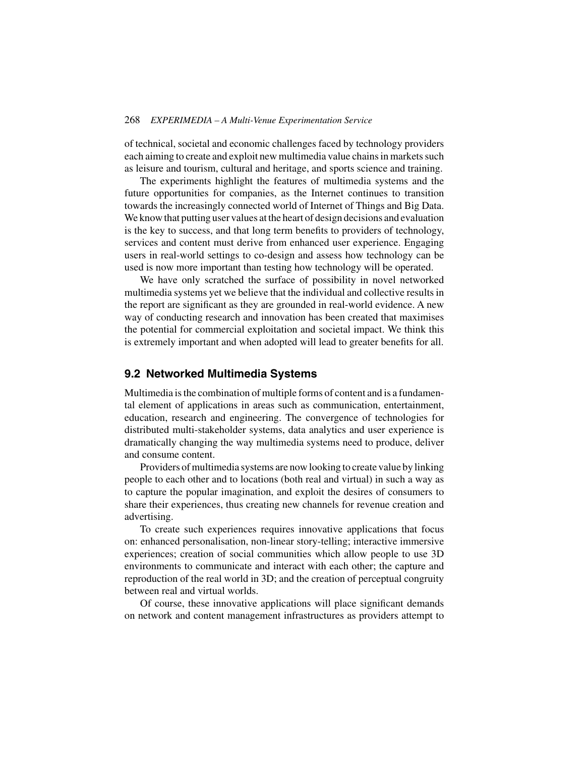of technical, societal and economic challenges faced by technology providers each aiming to create and exploit new multimedia value chains in markets such as leisure and tourism, cultural and heritage, and sports science and training.

The experiments highlight the features of multimedia systems and the future opportunities for companies, as the Internet continues to transition towards the increasingly connected world of Internet of Things and Big Data. We know that putting user values at the heart of design decisions and evaluation is the key to success, and that long term benefits to providers of technology, services and content must derive from enhanced user experience. Engaging users in real-world settings to co-design and assess how technology can be used is now more important than testing how technology will be operated.

We have only scratched the surface of possibility in novel networked multimedia systems yet we believe that the individual and collective results in the report are significant as they are grounded in real-world evidence. A new way of conducting research and innovation has been created that maximises the potential for commercial exploitation and societal impact. We think this is extremely important and when adopted will lead to greater benefits for all.

## 9.2 Networked Multimedia Systems

Multimedia is the combination of multiple forms of content and is a fundamental element of applications in areas such as communication, entertainment, education, research and engineering. The convergence of technologies for distributed multi-stakeholder systems, data analytics and user experience is dramatically changing the way multimedia systems need to produce, deliver and consume content.

Providers of multimedia systems are now looking to create value by linking people to each other and to locations (both real and virtual) in such a way as to capture the popular imagination, and exploit the desires of consumers to share their experiences, thus creating new channels for revenue creation and advertising.

To create such experiences requires innovative applications that focus on: enhanced personalisation, non-linear story-telling; interactive immersive experiences; creation of social communities which allow people to use 3D environments to communicate and interact with each other; the capture and reproduction of the real world in 3D; and the creation of perceptual congruity between real and virtual worlds.

Of course, these innovative applications will place significant demands on network and content management infrastructures as providers attempt to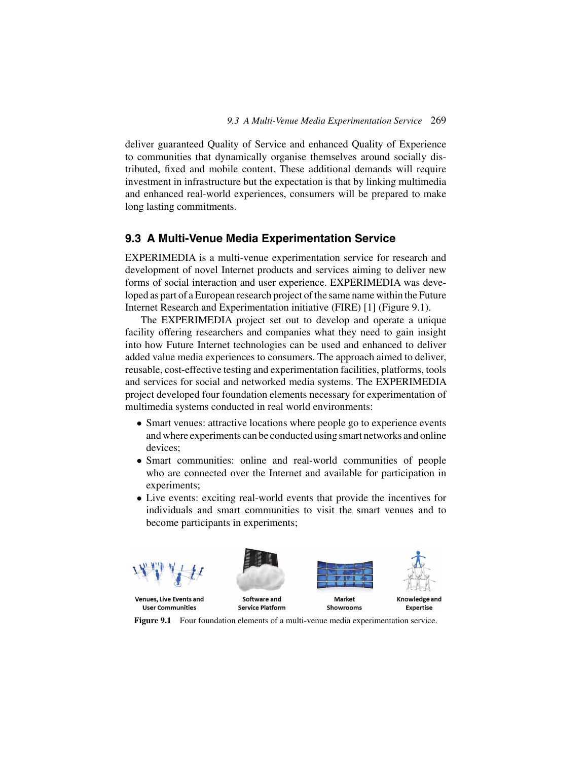deliver guaranteed Quality of Service and enhanced Quality of Experience to communities that dynamically organise themselves around socially distributed, fixed and mobile content. These additional demands will require investment in infrastructure but the expectation is that by linking multimedia and enhanced real-world experiences, consumers will be prepared to make long lasting commitments.

## 9.3 A Multi-Venue Media Experimentation Service

EXPERIMEDIA is a multi-venue experimentation service for research and development of novel Internet products and services aiming to deliver new forms of social interaction and user experience. EXPERIMEDIA was developed as part of a European research project of the same name within the Future Internet Research and Experimentation initiative (FIRE) [1] (Figure 9.1).

The EXPERIMEDIA project set out to develop and operate a unique facility offering researchers and companies what they need to gain insight into how Future Internet technologies can be used and enhanced to deliver added value media experiences to consumers. The approach aimed to deliver, reusable, cost-effective testing and experimentation facilities, platforms, tools and services for social and networked media systems. The EXPERIMEDIA project developed four foundation elements necessary for experimentation of multimedia systems conducted in real world environments:

- Smart venues: attractive locations where people go to experience events and where experiments can be conducted using smart networks and online devices;
- Smart communities: online and real-world communities of people who are connected over the Internet and available for participation in experiments;
- Live events: exciting real-world events that provide the incentives for individuals and smart communities to visit the smart venues and to become participants in experiments;

Venues, Live Events and User Communities | Software and Service Platform | Market Showrooms | Knowledge and Expertise

**Figure 9.1** Four foundation elements of a multi-venue media experimentation service.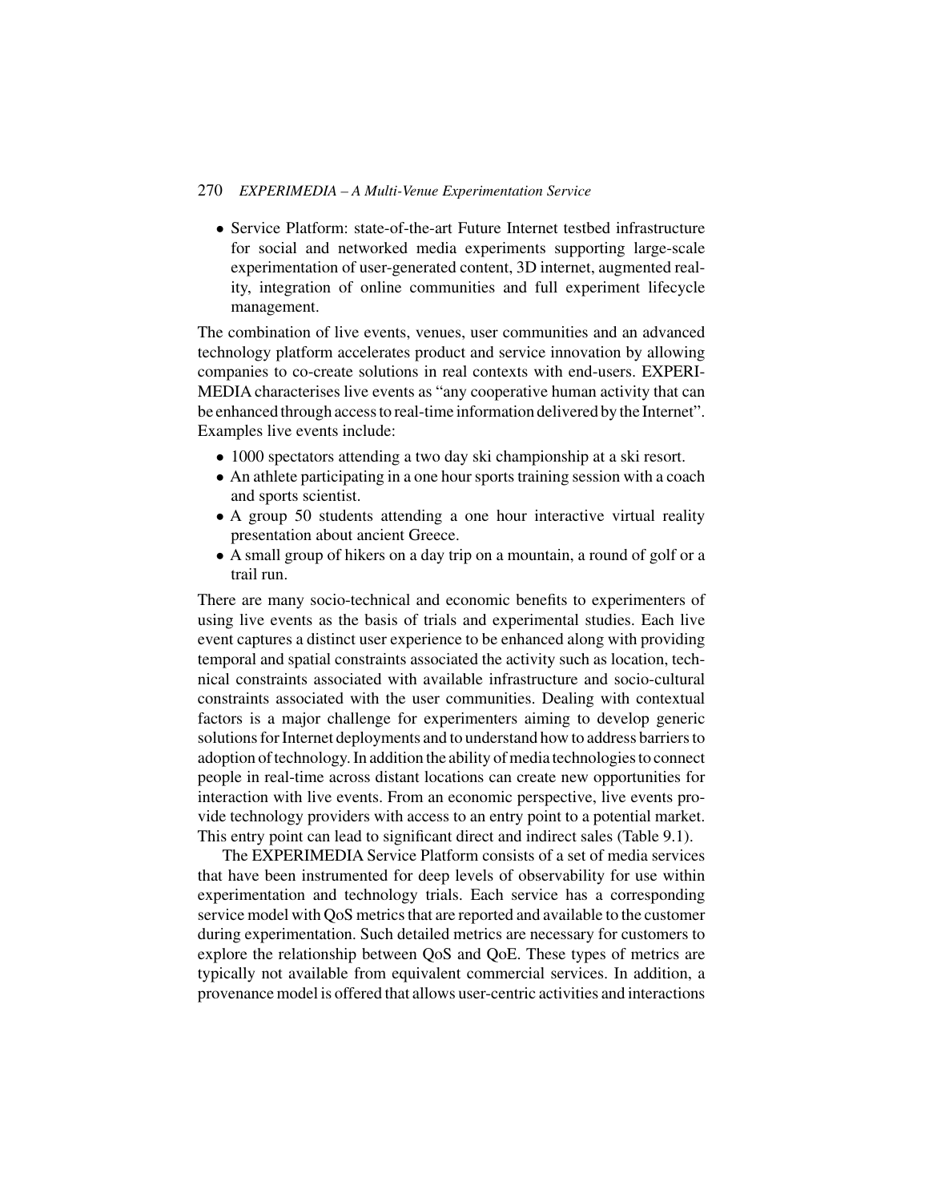- Service Platform: state-of-the-art Future Internet testbed infrastructure for social and networked media experiments supporting large-scale experimentation of user-generated content, 3D internet, augmented reality, integration of online communities and full experiment lifecycle management.

The combination of live events, venues, user communities and an advanced technology platform accelerates product and service innovation by allowing companies to co-create solutions in real contexts with end-users. EXPERIMEDIA characterises live events as "any cooperative human activity that can be enhanced through access to real-time information delivered by the Internet". Examples live events include:

- 1000 spectators attending a two day ski championship at a ski resort.
- An athlete participating in a one hour sports training session with a coach and sports scientist.
- A group 50 students attending a one hour interactive virtual reality presentation about ancient Greece.
- A small group of hikers on a day trip on a mountain, a round of golf or a trail run.

There are many socio-technical and economic benefits to experimenters of using live events as the basis of trials and experimental studies. Each live event captures a distinct user experience to be enhanced along with providing temporal and spatial constraints associated the activity such as location, technical constraints associated with available infrastructure and socio-cultural constraints associated with the user communities. Dealing with contextual factors is a major challenge for experimenters aiming to develop generic solutions for Internet deployments and to understand how to address barriers to adoption of technology. In addition the ability of media technologies to connect people in real-time across distant locations can create new opportunities for interaction with live events. From an economic perspective, live events provide technology providers with access to an entry point to a potential market. This entry point can lead to significant direct and indirect sales (Table 9.1).

The EXPERIMEDIA Service Platform consists of a set of media services that have been instrumented for deep levels of observability for use within experimentation and technology trials. Each service has a corresponding service model with QoS metrics that are reported and available to the customer during experimentation. Such detailed metrics are necessary for customers to explore the relationship between QoS and QoE. These types of metrics are typically not available from equivalent commercial services. In addition, a provenance model is offered that allows user-centric activities and interactions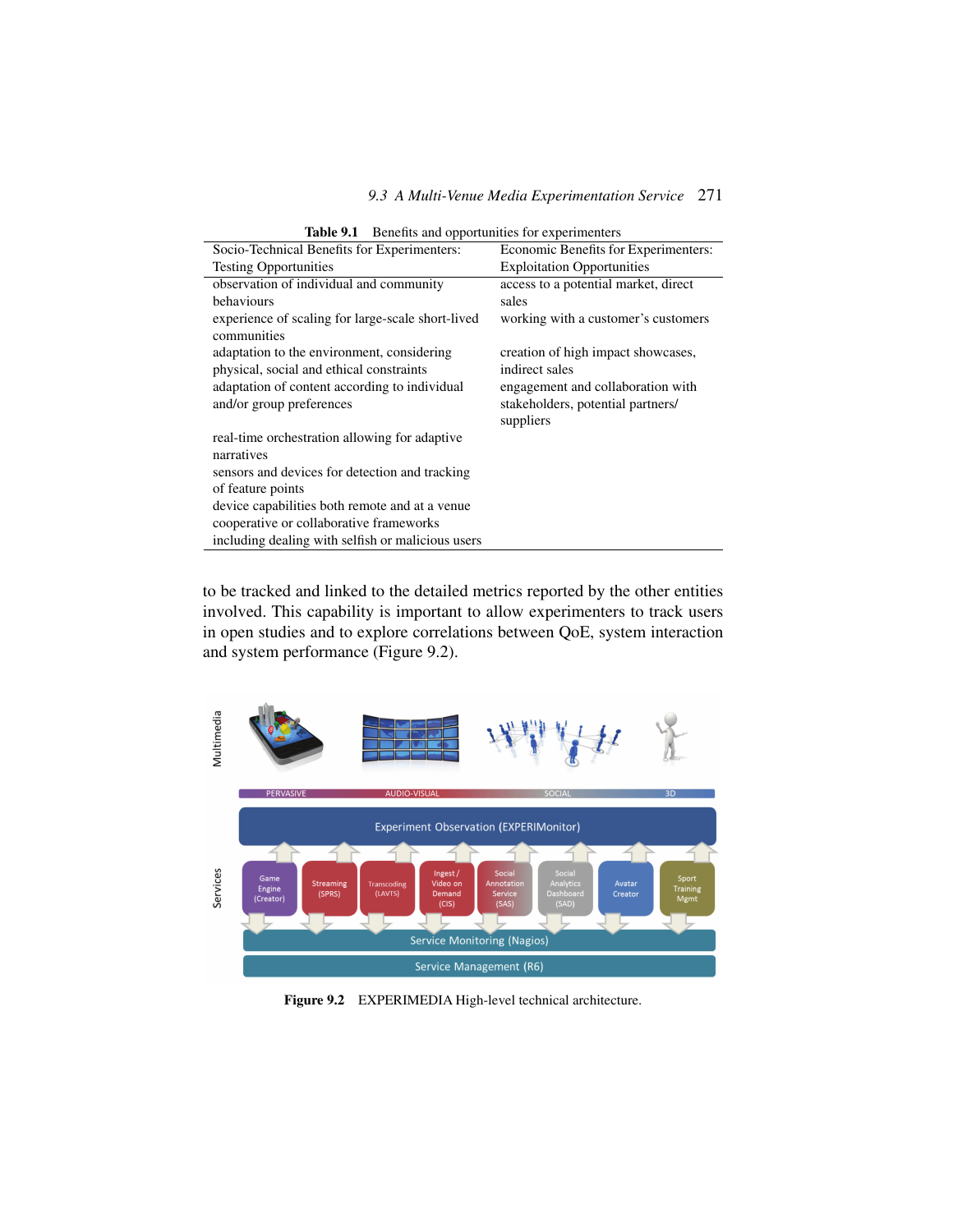**Table 9.1** Benefits and opportunities for experimenters

| Socio-Technical Benefits for Experimenters: Testing Opportunities | Economic Benefits for Experimenters: Exploitation Opportunities |
|---|---|
| observation of individual and community behaviours | access to a potential market, direct sales |
| experience of scaling for large-scale short-lived communities | working with a customer's customers |
| adaptation to the environment, considering physical, social and ethical constraints | creation of high impact showcases, indirect sales |
| adaptation of content according to individual and/or group preferences | engagement and collaboration with stakeholders, potential partners/ suppliers |
| real-time orchestration allowing for adaptive narratives | |
| sensors and devices for detection and tracking of feature points | |
| device capabilities both remote and at a venue | |
| cooperative or collaborative frameworks including dealing with selfish or malicious users | |

to be tracked and linked to the detailed metrics reported by the other entities involved. This capability is important to allow experimenters to track users in open studies and to explore correlations between QoE, system interaction and system performance (Figure 9.2).

**Figure 9.2** EXPERIMEDIA High-level technical architecture.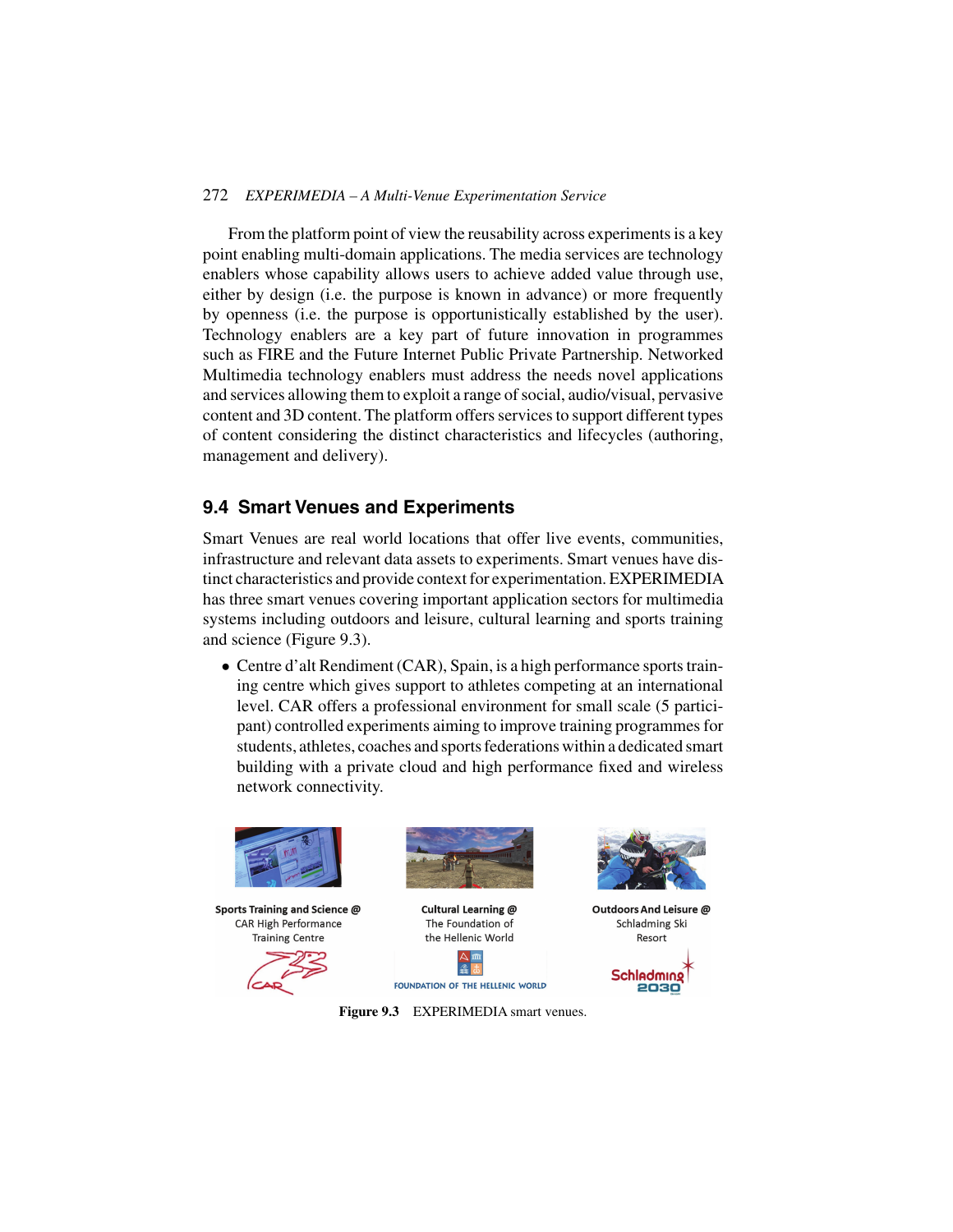From the platform point of view the reusability across experiments is a key point enabling multi-domain applications. The media services are technology enablers whose capability allows users to achieve added value through use, either by design (i.e. the purpose is known in advance) or more frequently by openness (i.e. the purpose is opportunistically established by the user). Technology enablers are a key part of future innovation in programmes such as FIRE and the Future Internet Public Private Partnership. Networked Multimedia technology enablers must address the needs novel applications and services allowing them to exploit a range of social, audio/visual, pervasive content and 3D content. The platform offers services to support different types of content considering the distinct characteristics and lifecycles (authoring, management and delivery).

## 9.4 Smart Venues and Experiments

Smart Venues are real world locations that offer live events, communities, infrastructure and relevant data assets to experiments. Smart venues have distinct characteristics and provide context for experimentation. EXPERIMEDIA has three smart venues covering important application sectors for multimedia systems including outdoors and leisure, cultural learning and sports training and science (Figure 9.3).

- Centre d'alt Rendiment (CAR), Spain, is a high performance sports training centre which gives support to athletes competing at an international level. CAR offers a professional environment for small scale (5 participant) controlled experiments aiming to improve training programmes for students, athletes, coaches and sports federations within a dedicated smart building with a private cloud and high performance fixed and wireless network connectivity.

**Sports Training and Science @** CAR High Performance Training Centre

**Cultural Learning @** The Foundation of the Hellenic World

**Outdoors And Leisure @** Schladming Ski Resort

**Figure 9.3** EXPERIMEDIA smart venues.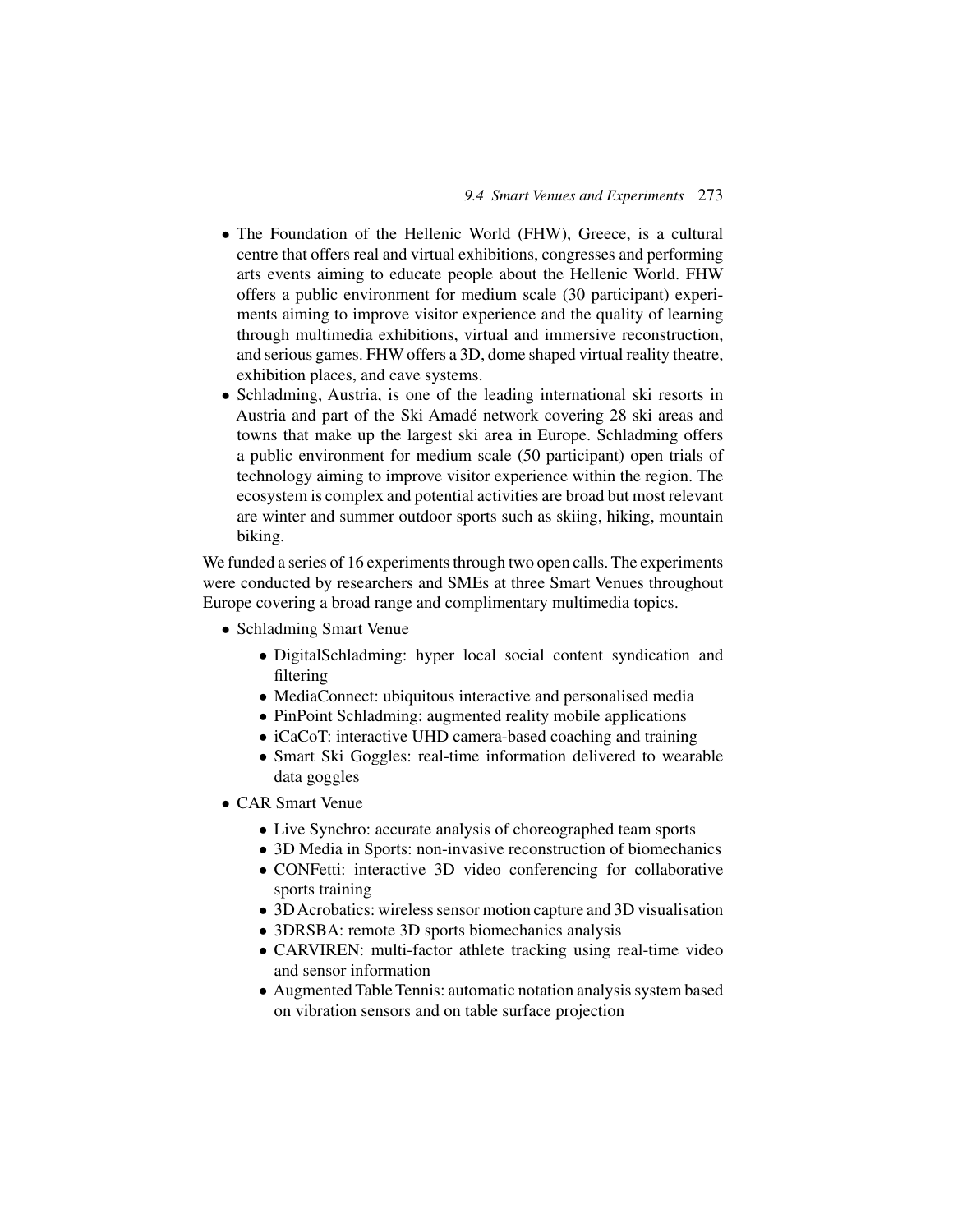- The Foundation of the Hellenic World (FHW), Greece, is a cultural centre that offers real and virtual exhibitions, congresses and performing arts events aiming to educate people about the Hellenic World. FHW offers a public environment for medium scale (30 participant) experiments aiming to improve visitor experience and the quality of learning through multimedia exhibitions, virtual and immersive reconstruction, and serious games. FHW offers a 3D, dome shaped virtual reality theatre, exhibition places, and cave systems.
- Schladming, Austria, is one of the leading international ski resorts in Austria and part of the Ski Amadé network covering 28 ski areas and towns that make up the largest ski area in Europe. Schladming offers a public environment for medium scale (50 participant) open trials of technology aiming to improve visitor experience within the region. The ecosystem is complex and potential activities are broad but most relevant are winter and summer outdoor sports such as skiing, hiking, mountain biking.

We funded a series of 16 experiments through two open calls. The experiments were conducted by researchers and SMEs at three Smart Venues throughout Europe covering a broad range and complimentary multimedia topics.

- Schladming Smart Venue
  - DigitalSchladming: hyper local social content syndication and filtering
  - MediaConnect: ubiquitous interactive and personalised media
  - PinPoint Schladming: augmented reality mobile applications
  - iCaCoT: interactive UHD camera-based coaching and training
  - Smart Ski Goggles: real-time information delivered to wearable data goggles
- CAR Smart Venue
  - Live Synchro: accurate analysis of choreographed team sports
  - 3D Media in Sports: non-invasive reconstruction of biomechanics
  - CONFetti: interactive 3D video conferencing for collaborative sports training
  - 3D Acrobatics: wireless sensor motion capture and 3D visualisation
  - 3DRSBA: remote 3D sports biomechanics analysis
  - CARVIREN: multi-factor athlete tracking using real-time video and sensor information
  - Augmented Table Tennis: automatic notation analysis system based on vibration sensors and on table surface projection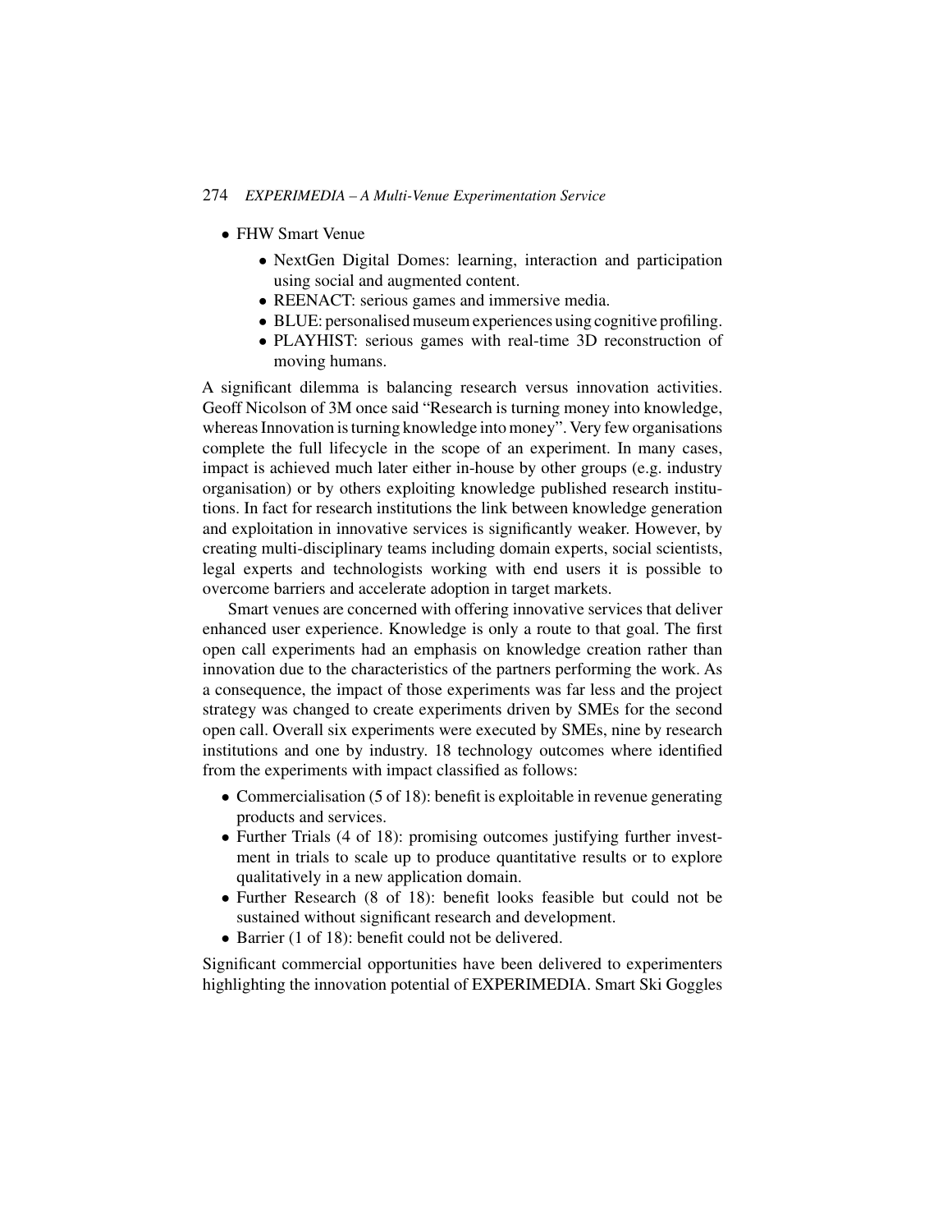- FHW Smart Venue
  - NextGen Digital Domes: learning, interaction and participation using social and augmented content.
  - REENACT: serious games and immersive media.
  - BLUE: personalised museum experiences using cognitive profiling.
  - PLAYHIST: serious games with real-time 3D reconstruction of moving humans.

A significant dilemma is balancing research versus innovation activities. Geoff Nicolson of 3M once said "Research is turning money into knowledge, whereas Innovation is turning knowledge into money". Very few organisations complete the full lifecycle in the scope of an experiment. In many cases, impact is achieved much later either in-house by other groups (e.g. industry organisation) or by others exploiting knowledge published research institutions. In fact for research institutions the link between knowledge generation and exploitation in innovative services is significantly weaker. However, by creating multi-disciplinary teams including domain experts, social scientists, legal experts and technologists working with end users it is possible to overcome barriers and accelerate adoption in target markets.

Smart venues are concerned with offering innovative services that deliver enhanced user experience. Knowledge is only a route to that goal. The first open call experiments had an emphasis on knowledge creation rather than innovation due to the characteristics of the partners performing the work. As a consequence, the impact of those experiments was far less and the project strategy was changed to create experiments driven by SMEs for the second open call. Overall six experiments were executed by SMEs, nine by research institutions and one by industry. 18 technology outcomes where identified from the experiments with impact classified as follows:

- Commercialisation (5 of 18): benefit is exploitable in revenue generating products and services.
- Further Trials (4 of 18): promising outcomes justifying further investment in trials to scale up to produce quantitative results or to explore qualitatively in a new application domain.
- Further Research (8 of 18): benefit looks feasible but could not be sustained without significant research and development.
- Barrier (1 of 18): benefit could not be delivered.

Significant commercial opportunities have been delivered to experimenters highlighting the innovation potential of EXPERIMEDIA. Smart Ski Goggles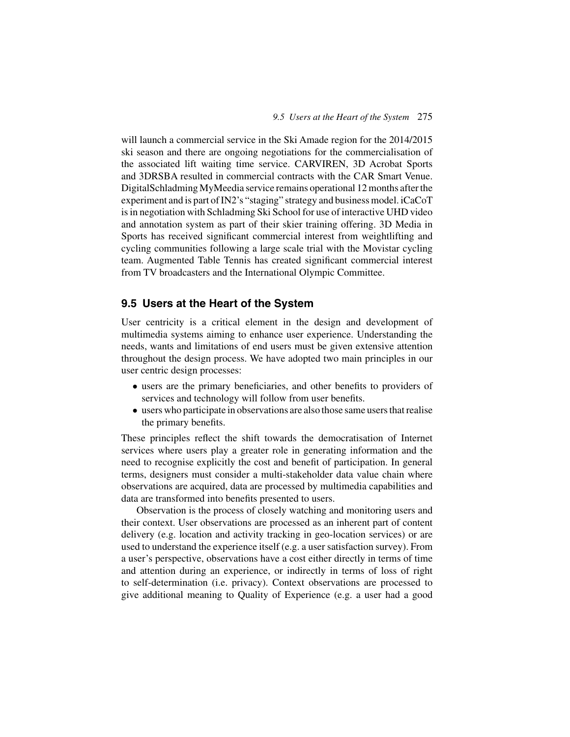will launch a commercial service in the Ski Amade region for the 2014/2015 ski season and there are ongoing negotiations for the commercialisation of the associated lift waiting time service. CARVIREN, 3D Acrobat Sports and 3DRSBA resulted in commercial contracts with the CAR Smart Venue. DigitalSchladming MyMeedia service remains operational 12 months after the experiment and is part of IN2's "staging" strategy and business model. iCaCoT is in negotiation with Schladming Ski School for use of interactive UHD video and annotation system as part of their skier training offering. 3D Media in Sports has received significant commercial interest from weightlifting and cycling communities following a large scale trial with the Movistar cycling team. Augmented Table Tennis has created significant commercial interest from TV broadcasters and the International Olympic Committee.

## 9.5 Users at the Heart of the System

User centricity is a critical element in the design and development of multimedia systems aiming to enhance user experience. Understanding the needs, wants and limitations of end users must be given extensive attention throughout the design process. We have adopted two main principles in our user centric design processes:

- users are the primary beneficiaries, and other benefits to providers of services and technology will follow from user benefits.
- users who participate in observations are also those same users that realise the primary benefits.

These principles reflect the shift towards the democratisation of Internet services where users play a greater role in generating information and the need to recognise explicitly the cost and benefit of participation. In general terms, designers must consider a multi-stakeholder data value chain where observations are acquired, data are processed by multimedia capabilities and data are transformed into benefits presented to users.

Observation is the process of closely watching and monitoring users and their context. User observations are processed as an inherent part of content delivery (e.g. location and activity tracking in geo-location services) or are used to understand the experience itself (e.g. a user satisfaction survey). From a user's perspective, observations have a cost either directly in terms of time and attention during an experience, or indirectly in terms of loss of right to self-determination (i.e. privacy). Context observations are processed to give additional meaning to Quality of Experience (e.g. a user had a good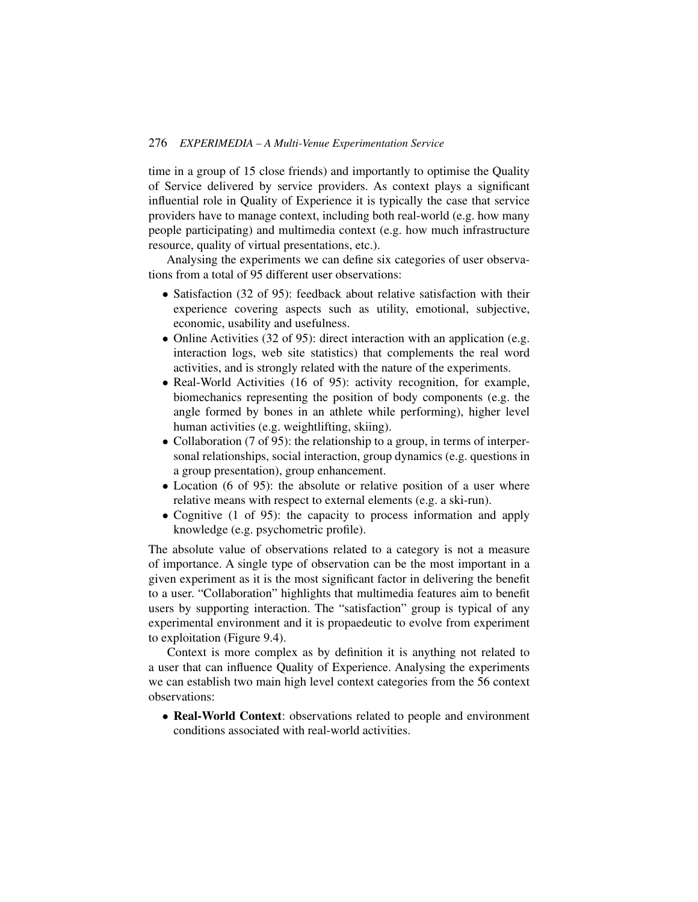time in a group of 15 close friends) and importantly to optimise the Quality of Service delivered by service providers. As context plays a significant influential role in Quality of Experience it is typically the case that service providers have to manage context, including both real-world (e.g. how many people participating) and multimedia context (e.g. how much infrastructure resource, quality of virtual presentations, etc.).

Analysing the experiments we can define six categories of user observations from a total of 95 different user observations:

- Satisfaction (32 of 95): feedback about relative satisfaction with their experience covering aspects such as utility, emotional, subjective, economic, usability and usefulness.
- Online Activities (32 of 95): direct interaction with an application (e.g. interaction logs, web site statistics) that complements the real word activities, and is strongly related with the nature of the experiments.
- Real-World Activities (16 of 95): activity recognition, for example, biomechanics representing the position of body components (e.g. the angle formed by bones in an athlete while performing), higher level human activities (e.g. weightlifting, skiing).
- Collaboration (7 of 95): the relationship to a group, in terms of interpersonal relationships, social interaction, group dynamics (e.g. questions in a group presentation), group enhancement.
- Location (6 of 95): the absolute or relative position of a user where relative means with respect to external elements (e.g. a ski-run).
- Cognitive (1 of 95): the capacity to process information and apply knowledge (e.g. psychometric profile).

The absolute value of observations related to a category is not a measure of importance. A single type of observation can be the most important in a given experiment as it is the most significant factor in delivering the benefit to a user. "Collaboration" highlights that multimedia features aim to benefit users by supporting interaction. The "satisfaction" group is typical of any experimental environment and it is propaedeutic to evolve from experiment to exploitation (Figure 9.4).

Context is more complex as by definition it is anything not related to a user that can influence Quality of Experience. Analysing the experiments we can establish two main high level context categories from the 56 context observations:

- **Real-World Context**: observations related to people and environment conditions associated with real-world activities.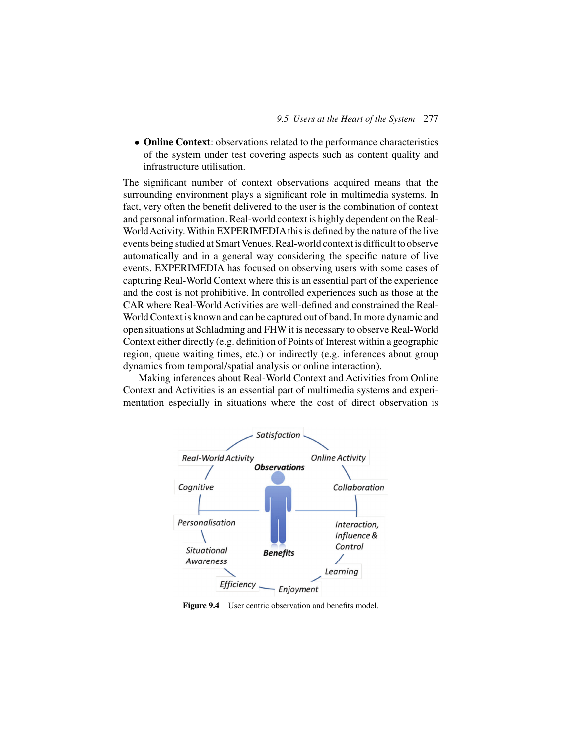- **Online Context**: observations related to the performance characteristics of the system under test covering aspects such as content quality and infrastructure utilisation.

The significant number of context observations acquired means that the surrounding environment plays a significant role in multimedia systems. In fact, very often the benefit delivered to the user is the combination of context and personal information. Real-world context is highly dependent on the Real-World Activity. Within EXPERIMEDIA this is defined by the nature of the live events being studied at Smart Venues. Real-world context is difficult to observe automatically and in a general way considering the specific nature of live events. EXPERIMEDIA has focused on observing users with some cases of capturing Real-World Context where this is an essential part of the experience and the cost is not prohibitive. In controlled experiences such as those at the CAR where Real-World Activities are well-defined and constrained the Real-World Context is known and can be captured out of band. In more dynamic and open situations at Schladming and FHW it is necessary to observe Real-World Context either directly (e.g. definition of Points of Interest within a geographic region, queue waiting times, etc.) or indirectly (e.g. inferences about group dynamics from temporal/spatial analysis or online interaction).

Making inferences about Real-World Context and Activities from Online Context and Activities is an essential part of multimedia systems and experimentation especially in situations where the cost of direct observation is

**Figure 9.4** User centric observation and benefits model.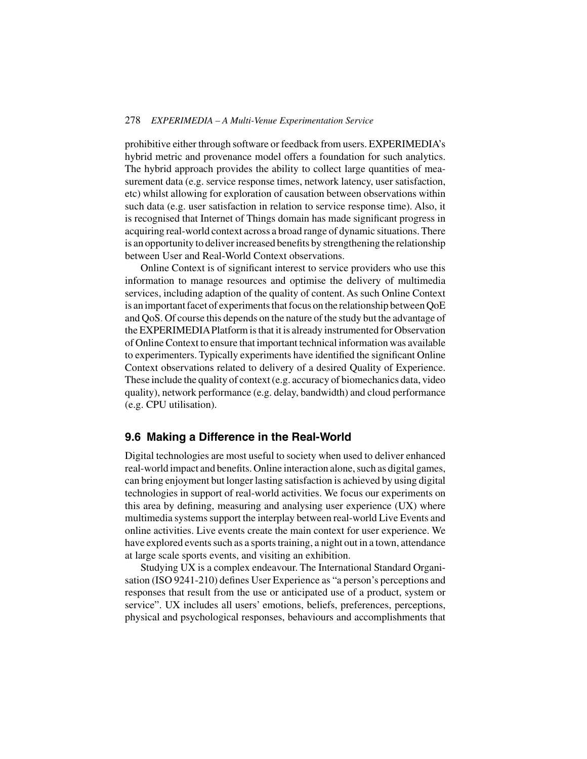prohibitive either through software or feedback from users. EXPERIMEDIA's hybrid metric and provenance model offers a foundation for such analytics. The hybrid approach provides the ability to collect large quantities of measurement data (e.g. service response times, network latency, user satisfaction, etc) whilst allowing for exploration of causation between observations within such data (e.g. user satisfaction in relation to service response time). Also, it is recognised that Internet of Things domain has made significant progress in acquiring real-world context across a broad range of dynamic situations. There is an opportunity to deliver increased benefits by strengthening the relationship between User and Real-World Context observations.

Online Context is of significant interest to service providers who use this information to manage resources and optimise the delivery of multimedia services, including adaption of the quality of content. As such Online Context is an important facet of experiments that focus on the relationship between QoE and QoS. Of course this depends on the nature of the study but the advantage of the EXPERIMEDIA Platform is that it is already instrumented for Observation of Online Context to ensure that important technical information was available to experimenters. Typically experiments have identified the significant Online Context observations related to delivery of a desired Quality of Experience. These include the quality of context (e.g. accuracy of biomechanics data, video quality), network performance (e.g. delay, bandwidth) and cloud performance (e.g. CPU utilisation).

## 9.6 Making a Difference in the Real-World

Digital technologies are most useful to society when used to deliver enhanced real-world impact and benefits. Online interaction alone, such as digital games, can bring enjoyment but longer lasting satisfaction is achieved by using digital technologies in support of real-world activities. We focus our experiments on this area by defining, measuring and analysing user experience (UX) where multimedia systems support the interplay between real-world Live Events and online activities. Live events create the main context for user experience. We have explored events such as a sports training, a night out in a town, attendance at large scale sports events, and visiting an exhibition.

Studying UX is a complex endeavour. The International Standard Organisation (ISO 9241-210) defines User Experience as "a person's perceptions and responses that result from the use or anticipated use of a product, system or service". UX includes all users' emotions, beliefs, preferences, perceptions, physical and psychological responses, behaviours and accomplishments that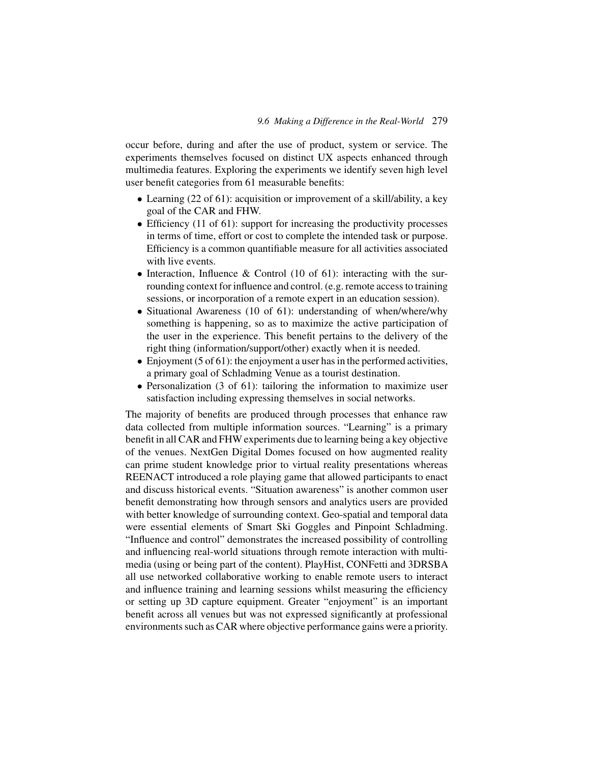occur before, during and after the use of product, system or service. The experiments themselves focused on distinct UX aspects enhanced through multimedia features. Exploring the experiments we identify seven high level user benefit categories from 61 measurable benefits:

- Learning (22 of 61): acquisition or improvement of a skill/ability, a key goal of the CAR and FHW.
- Efficiency (11 of 61): support for increasing the productivity processes in terms of time, effort or cost to complete the intended task or purpose. Efficiency is a common quantifiable measure for all activities associated with live events.
- Interaction, Influence & Control (10 of 61): interacting with the surrounding context for influence and control. (e.g. remote access to training sessions, or incorporation of a remote expert in an education session).
- Situational Awareness (10 of 61): understanding of when/where/why something is happening, so as to maximize the active participation of the user in the experience. This benefit pertains to the delivery of the right thing (information/support/other) exactly when it is needed.
- Enjoyment (5 of 61): the enjoyment a user has in the performed activities, a primary goal of Schladming Venue as a tourist destination.
- Personalization (3 of 61): tailoring the information to maximize user satisfaction including expressing themselves in social networks.

The majority of benefits are produced through processes that enhance raw data collected from multiple information sources. "Learning" is a primary benefit in all CAR and FHW experiments due to learning being a key objective of the venues. NextGen Digital Domes focused on how augmented reality can prime student knowledge prior to virtual reality presentations whereas REENACT introduced a role playing game that allowed participants to enact and discuss historical events. "Situation awareness" is another common user benefit demonstrating how through sensors and analytics users are provided with better knowledge of surrounding context. Geo-spatial and temporal data were essential elements of Smart Ski Goggles and Pinpoint Schladming. "Influence and control" demonstrates the increased possibility of controlling and influencing real-world situations through remote interaction with multimedia (using or being part of the content). PlayHist, CONFetti and 3DRSBA all use networked collaborative working to enable remote users to interact and influence training and learning sessions whilst measuring the efficiency or setting up 3D capture equipment. Greater "enjoyment" is an important benefit across all venues but was not expressed significantly at professional environments such as CAR where objective performance gains were a priority.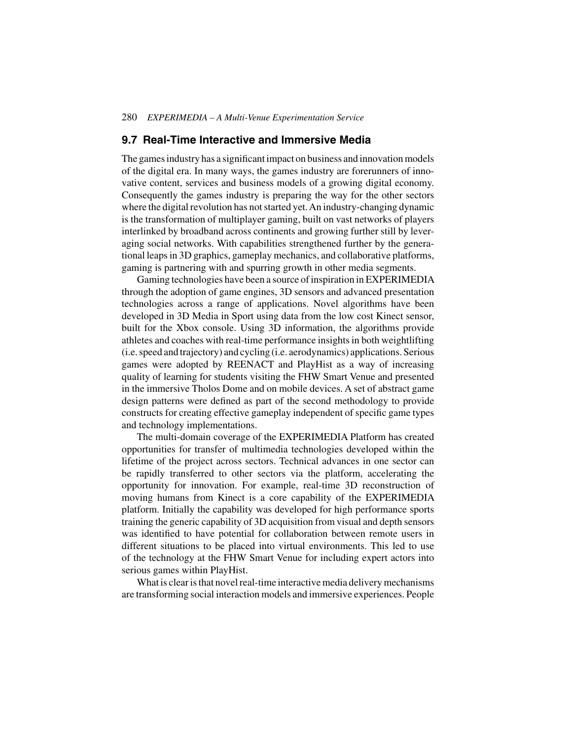## 9.7 Real-Time Interactive and Immersive Media

The games industry has a significant impact on business and innovation models of the digital era. In many ways, the games industry are forerunners of innovative content, services and business models of a growing digital economy. Consequently the games industry is preparing the way for the other sectors where the digital revolution has not started yet. An industry-changing dynamic is the transformation of multiplayer gaming, built on vast networks of players interlinked by broadband across continents and growing further still by leveraging social networks. With capabilities strengthened further by the generational leaps in 3D graphics, gameplay mechanics, and collaborative platforms, gaming is partnering with and spurring growth in other media segments.

Gaming technologies have been a source of inspiration in EXPERIMEDIA through the adoption of game engines, 3D sensors and advanced presentation technologies across a range of applications. Novel algorithms have been developed in 3D Media in Sport using data from the low cost Kinect sensor, built for the Xbox console. Using 3D information, the algorithms provide athletes and coaches with real-time performance insights in both weightlifting (i.e. speed and trajectory) and cycling (i.e. aerodynamics) applications. Serious games were adopted by REENACT and PlayHist as a way of increasing quality of learning for students visiting the FHW Smart Venue and presented in the immersive Tholos Dome and on mobile devices. A set of abstract game design patterns were defined as part of the second methodology to provide constructs for creating effective gameplay independent of specific game types and technology implementations.

The multi-domain coverage of the EXPERIMEDIA Platform has created opportunities for transfer of multimedia technologies developed within the lifetime of the project across sectors. Technical advances in one sector can be rapidly transferred to other sectors via the platform, accelerating the opportunity for innovation. For example, real-time 3D reconstruction of moving humans from Kinect is a core capability of the EXPERIMEDIA platform. Initially the capability was developed for high performance sports training the generic capability of 3D acquisition from visual and depth sensors was identified to have potential for collaboration between remote users in different situations to be placed into virtual environments. This led to use of the technology at the FHW Smart Venue for including expert actors into serious games within PlayHist.

What is clear is that novel real-time interactive media delivery mechanisms are transforming social interaction models and immersive experiences. People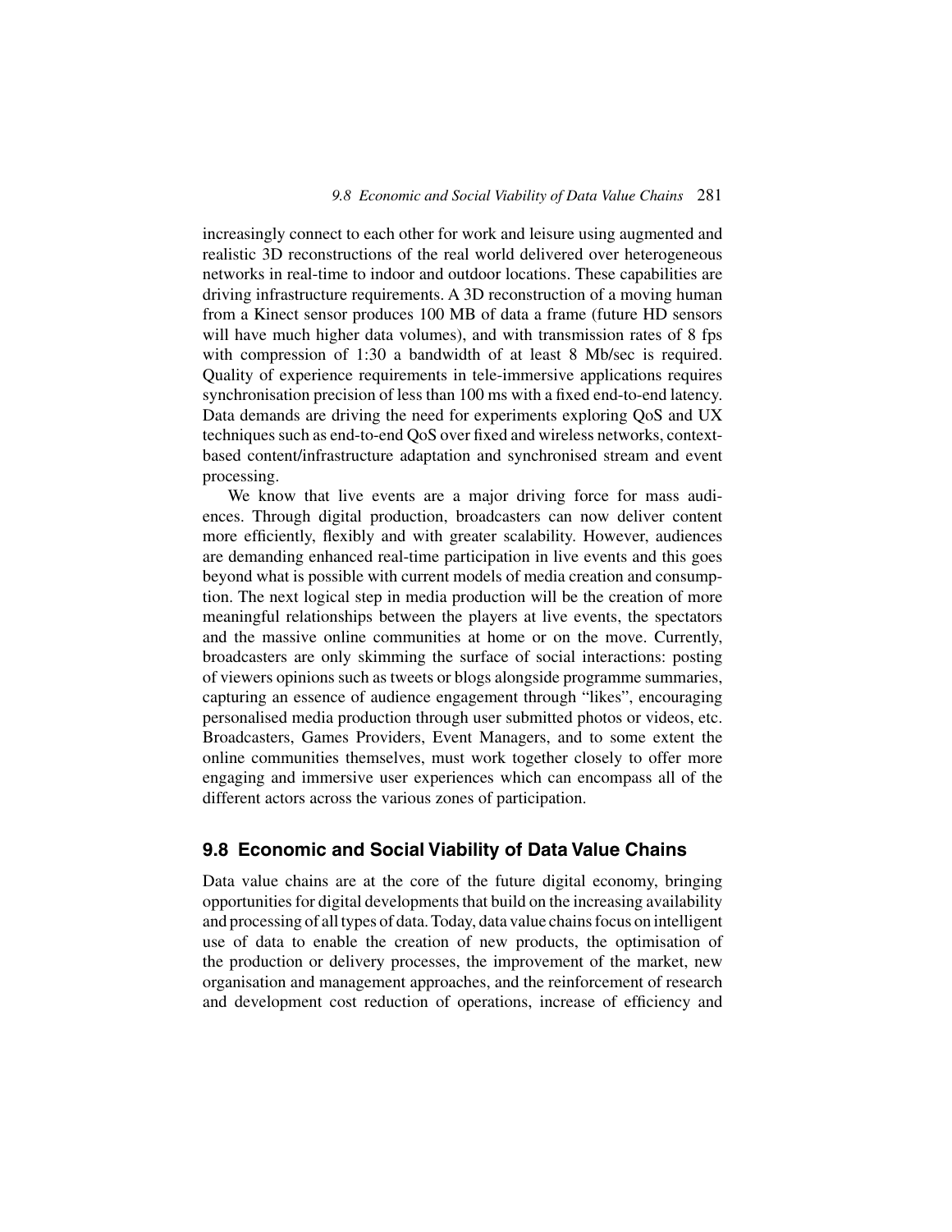increasingly connect to each other for work and leisure using augmented and realistic 3D reconstructions of the real world delivered over heterogeneous networks in real-time to indoor and outdoor locations. These capabilities are driving infrastructure requirements. A 3D reconstruction of a moving human from a Kinect sensor produces 100 MB of data a frame (future HD sensors will have much higher data volumes), and with transmission rates of 8 fps with compression of 1:30 a bandwidth of at least 8 Mb/sec is required. Quality of experience requirements in tele-immersive applications requires synchronisation precision of less than 100 ms with a fixed end-to-end latency. Data demands are driving the need for experiments exploring QoS and UX techniques such as end-to-end QoS over fixed and wireless networks, context-based content/infrastructure adaptation and synchronised stream and event processing.

We know that live events are a major driving force for mass audiences. Through digital production, broadcasters can now deliver content more efficiently, flexibly and with greater scalability. However, audiences are demanding enhanced real-time participation in live events and this goes beyond what is possible with current models of media creation and consumption. The next logical step in media production will be the creation of more meaningful relationships between the players at live events, the spectators and the massive online communities at home or on the move. Currently, broadcasters are only skimming the surface of social interactions: posting of viewers opinions such as tweets or blogs alongside programme summaries, capturing an essence of audience engagement through "likes", encouraging personalised media production through user submitted photos or videos, etc. Broadcasters, Games Providers, Event Managers, and to some extent the online communities themselves, must work together closely to offer more engaging and immersive user experiences which can encompass all of the different actors across the various zones of participation.

## 9.8 Economic and Social Viability of Data Value Chains

Data value chains are at the core of the future digital economy, bringing opportunities for digital developments that build on the increasing availability and processing of all types of data. Today, data value chains focus on intelligent use of data to enable the creation of new products, the optimisation of the production or delivery processes, the improvement of the market, new organisation and management approaches, and the reinforcement of research and development cost reduction of operations, increase of efficiency and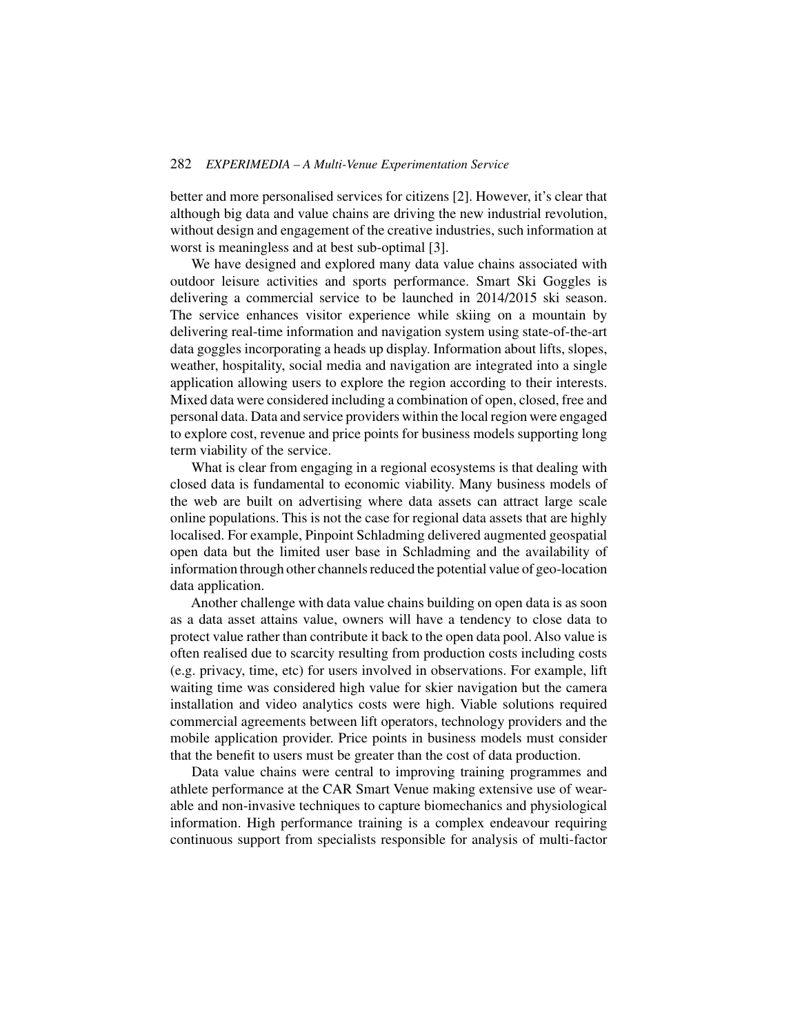better and more personalised services for citizens [2]. However, it's clear that although big data and value chains are driving the new industrial revolution, without design and engagement of the creative industries, such information at worst is meaningless and at best sub-optimal [3].

We have designed and explored many data value chains associated with outdoor leisure activities and sports performance. Smart Ski Goggles is delivering a commercial service to be launched in 2014/2015 ski season. The service enhances visitor experience while skiing on a mountain by delivering real-time information and navigation system using state-of-the-art data goggles incorporating a heads up display. Information about lifts, slopes, weather, hospitality, social media and navigation are integrated into a single application allowing users to explore the region according to their interests. Mixed data were considered including a combination of open, closed, free and personal data. Data and service providers within the local region were engaged to explore cost, revenue and price points for business models supporting long term viability of the service.

What is clear from engaging in a regional ecosystems is that dealing with closed data is fundamental to economic viability. Many business models of the web are built on advertising where data assets can attract large scale online populations. This is not the case for regional data assets that are highly localised. For example, Pinpoint Schladming delivered augmented geospatial open data but the limited user base in Schladming and the availability of information through other channels reduced the potential value of geo-location data application.

Another challenge with data value chains building on open data is as soon as a data asset attains value, owners will have a tendency to close data to protect value rather than contribute it back to the open data pool. Also value is often realised due to scarcity resulting from production costs including costs (e.g. privacy, time, etc) for users involved in observations. For example, lift waiting time was considered high value for skier navigation but the camera installation and video analytics costs were high. Viable solutions required commercial agreements between lift operators, technology providers and the mobile application provider. Price points in business models must consider that the benefit to users must be greater than the cost of data production.

Data value chains were central to improving training programmes and athlete performance at the CAR Smart Venue making extensive use of wearable and non-invasive techniques to capture biomechanics and physiological information. High performance training is a complex endeavour requiring continuous support from specialists responsible for analysis of multi-factor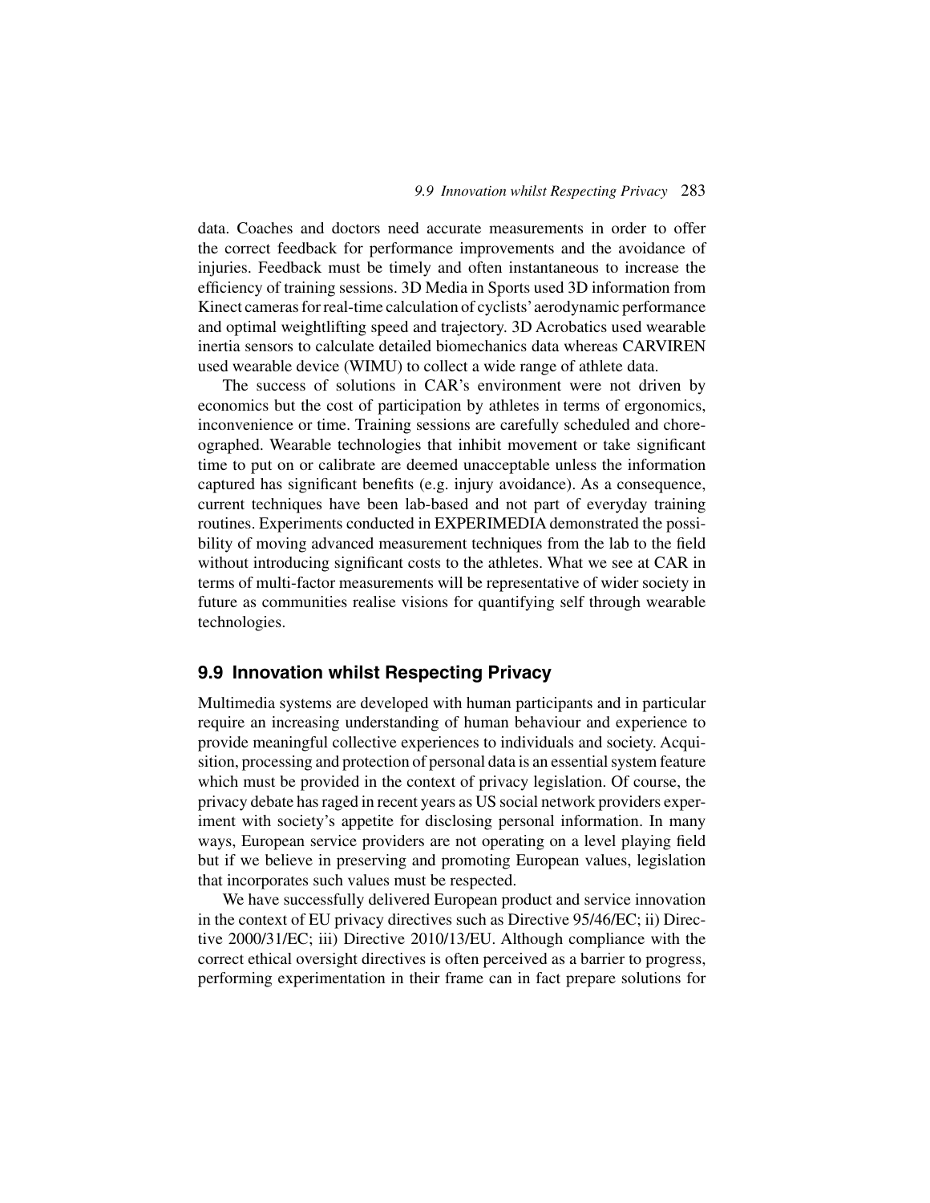data. Coaches and doctors need accurate measurements in order to offer the correct feedback for performance improvements and the avoidance of injuries. Feedback must be timely and often instantaneous to increase the efficiency of training sessions. 3D Media in Sports used 3D information from Kinect cameras for real-time calculation of cyclists' aerodynamic performance and optimal weightlifting speed and trajectory. 3D Acrobatics used wearable inertia sensors to calculate detailed biomechanics data whereas CARVIREN used wearable device (WIMU) to collect a wide range of athlete data.

The success of solutions in CAR's environment were not driven by economics but the cost of participation by athletes in terms of ergonomics, inconvenience or time. Training sessions are carefully scheduled and choreographed. Wearable technologies that inhibit movement or take significant time to put on or calibrate are deemed unacceptable unless the information captured has significant benefits (e.g. injury avoidance). As a consequence, current techniques have been lab-based and not part of everyday training routines. Experiments conducted in EXPERIMEDIA demonstrated the possibility of moving advanced measurement techniques from the lab to the field without introducing significant costs to the athletes. What we see at CAR in terms of multi-factor measurements will be representative of wider society in future as communities realise visions for quantifying self through wearable technologies.

## 9.9 Innovation whilst Respecting Privacy

Multimedia systems are developed with human participants and in particular require an increasing understanding of human behaviour and experience to provide meaningful collective experiences to individuals and society. Acquisition, processing and protection of personal data is an essential system feature which must be provided in the context of privacy legislation. Of course, the privacy debate has raged in recent years as US social network providers experiment with society's appetite for disclosing personal information. In many ways, European service providers are not operating on a level playing field but if we believe in preserving and promoting European values, legislation that incorporates such values must be respected.

We have successfully delivered European product and service innovation in the context of EU privacy directives such as Directive 95/46/EC; ii) Directive 2000/31/EC; iii) Directive 2010/13/EU. Although compliance with the correct ethical oversight directives is often perceived as a barrier to progress, performing experimentation in their frame can in fact prepare solutions for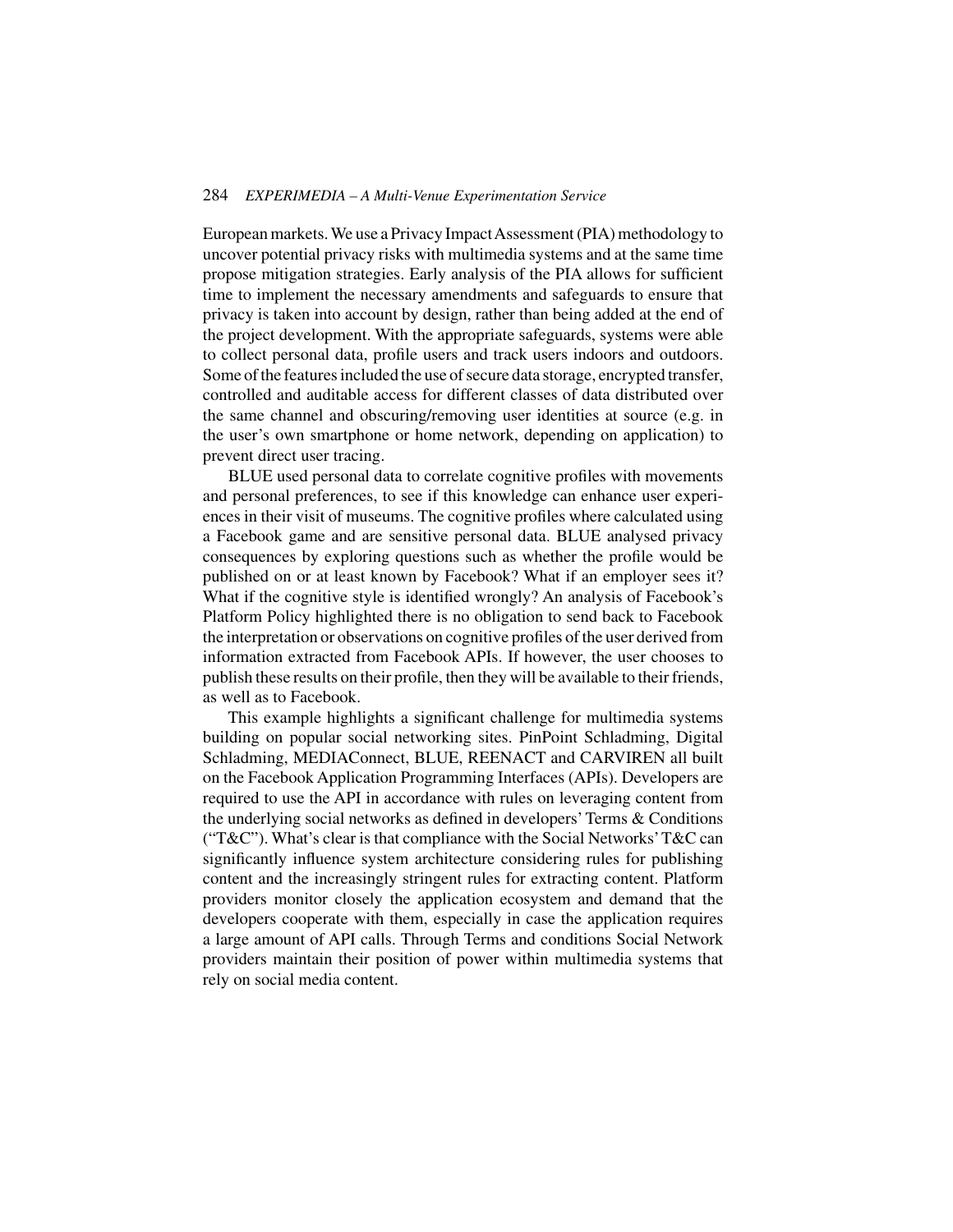European markets. We use a Privacy Impact Assessment (PIA) methodology to uncover potential privacy risks with multimedia systems and at the same time propose mitigation strategies. Early analysis of the PIA allows for sufficient time to implement the necessary amendments and safeguards to ensure that privacy is taken into account by design, rather than being added at the end of the project development. With the appropriate safeguards, systems were able to collect personal data, profile users and track users indoors and outdoors. Some of the features included the use of secure data storage, encrypted transfer, controlled and auditable access for different classes of data distributed over the same channel and obscuring/removing user identities at source (e.g. in the user's own smartphone or home network, depending on application) to prevent direct user tracing.

BLUE used personal data to correlate cognitive profiles with movements and personal preferences, to see if this knowledge can enhance user experiences in their visit of museums. The cognitive profiles where calculated using a Facebook game and are sensitive personal data. BLUE analysed privacy consequences by exploring questions such as whether the profile would be published on or at least known by Facebook? What if an employer sees it? What if the cognitive style is identified wrongly? An analysis of Facebook's Platform Policy highlighted there is no obligation to send back to Facebook the interpretation or observations on cognitive profiles of the user derived from information extracted from Facebook APIs. If however, the user chooses to publish these results on their profile, then they will be available to their friends, as well as to Facebook.

This example highlights a significant challenge for multimedia systems building on popular social networking sites. PinPoint Schladming, Digital Schladming, MEDIAConnect, BLUE, REENACT and CARVIREN all built on the Facebook Application Programming Interfaces (APIs). Developers are required to use the API in accordance with rules on leveraging content from the underlying social networks as defined in developers' Terms & Conditions ("T&C"). What's clear is that compliance with the Social Networks' T&C can significantly influence system architecture considering rules for publishing content and the increasingly stringent rules for extracting content. Platform providers monitor closely the application ecosystem and demand that the developers cooperate with them, especially in case the application requires a large amount of API calls. Through Terms and conditions Social Network providers maintain their position of power within multimedia systems that rely on social media content.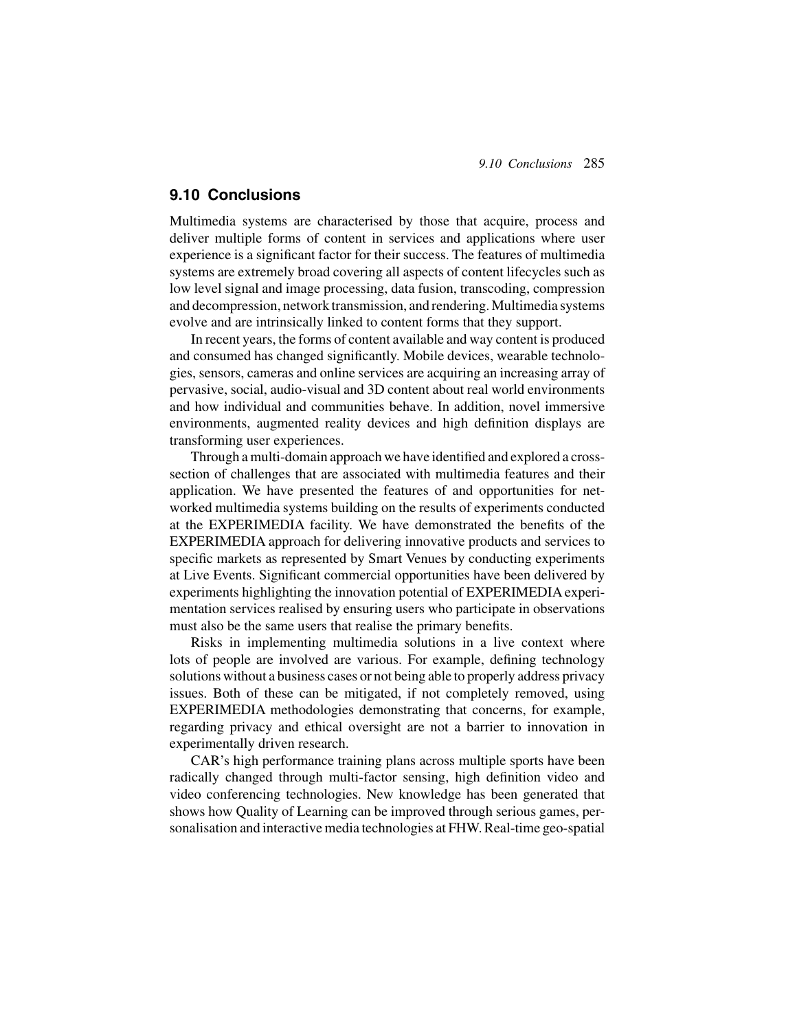## 9.10 Conclusions

Multimedia systems are characterised by those that acquire, process and deliver multiple forms of content in services and applications where user experience is a significant factor for their success. The features of multimedia systems are extremely broad covering all aspects of content lifecycles such as low level signal and image processing, data fusion, transcoding, compression and decompression, network transmission, and rendering. Multimedia systems evolve and are intrinsically linked to content forms that they support.

In recent years, the forms of content available and way content is produced and consumed has changed significantly. Mobile devices, wearable technologies, sensors, cameras and online services are acquiring an increasing array of pervasive, social, audio-visual and 3D content about real world environments and how individual and communities behave. In addition, novel immersive environments, augmented reality devices and high definition displays are transforming user experiences.

Through a multi-domain approach we have identified and explored a cross-section of challenges that are associated with multimedia features and their application. We have presented the features of and opportunities for networked multimedia systems building on the results of experiments conducted at the EXPERIMEDIA facility. We have demonstrated the benefits of the EXPERIMEDIA approach for delivering innovative products and services to specific markets as represented by Smart Venues by conducting experiments at Live Events. Significant commercial opportunities have been delivered by experiments highlighting the innovation potential of EXPERIMEDIA experimentation services realised by ensuring users who participate in observations must also be the same users that realise the primary benefits.

Risks in implementing multimedia solutions in a live context where lots of people are involved are various. For example, defining technology solutions without a business cases or not being able to properly address privacy issues. Both of these can be mitigated, if not completely removed, using EXPERIMEDIA methodologies demonstrating that concerns, for example, regarding privacy and ethical oversight are not a barrier to innovation in experimentally driven research.

CAR's high performance training plans across multiple sports have been radically changed through multi-factor sensing, high definition video and video conferencing technologies. New knowledge has been generated that shows how Quality of Learning can be improved through serious games, personalisation and interactive media technologies at FHW. Real-time geo-spatial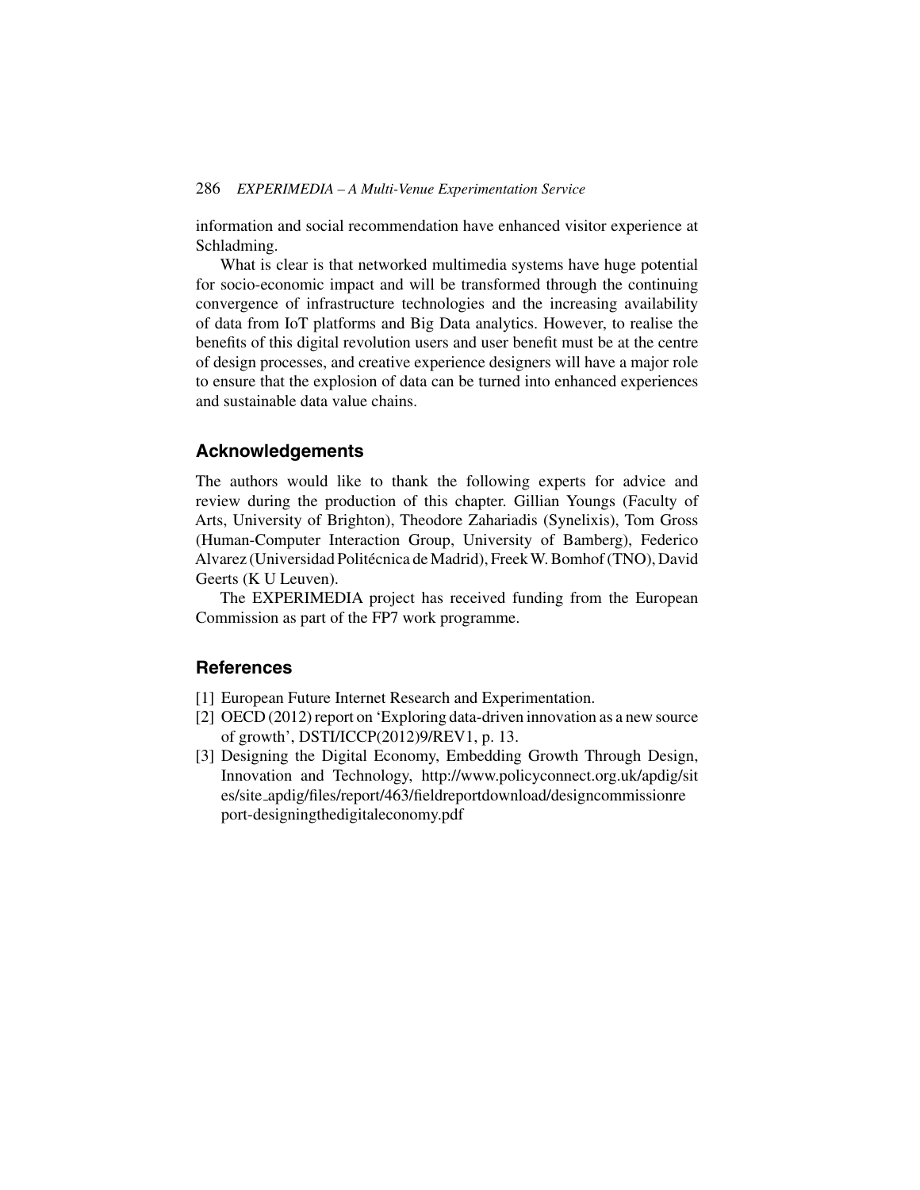information and social recommendation have enhanced visitor experience at Schladming.

What is clear is that networked multimedia systems have huge potential for socio-economic impact and will be transformed through the continuing convergence of infrastructure technologies and the increasing availability of data from IoT platforms and Big Data analytics. However, to realise the benefits of this digital revolution users and user benefit must be at the centre of design processes, and creative experience designers will have a major role to ensure that the explosion of data can be turned into enhanced experiences and sustainable data value chains.

## Acknowledgements

The authors would like to thank the following experts for advice and review during the production of this chapter. Gillian Youngs (Faculty of Arts, University of Brighton), Theodore Zahariadis (Synelixis), Tom Gross (Human-Computer Interaction Group, University of Bamberg), Federico Alvarez (Universidad Politécnica de Madrid), Freek W. Bomhof (TNO), David Geerts (K U Leuven).

The EXPERIMEDIA project has received funding from the European Commission as part of the FP7 work programme.

## References

[1] European Future Internet Research and Experimentation.

[2] OECD (2012) report on 'Exploring data-driven innovation as a new source of growth', DSTI/ICCP(2012)9/REV1, p. 13.

[3] Designing the Digital Economy, Embedding Growth Through Design, Innovation and Technology, http://www.policyconnect.org.uk/apdig/sites/site_apdig/files/report/463/fieldreportdownload/designcommissionreport-designingthedigitaleconomy.pdf